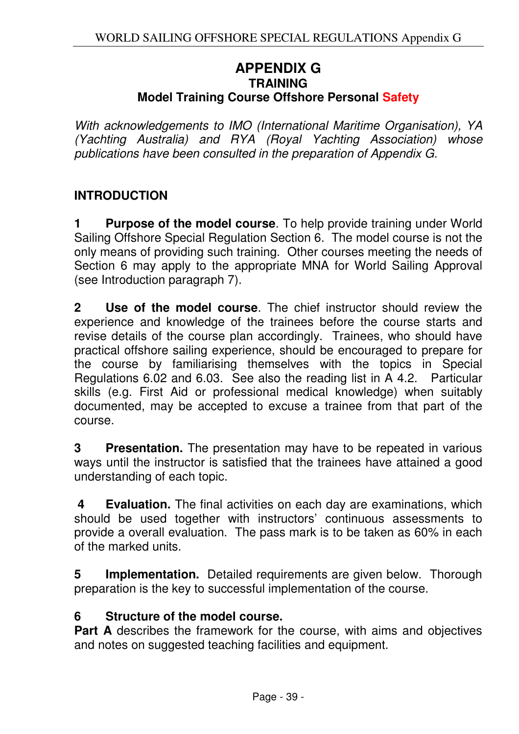# APPENDIX G

## TRAINING

## Model Training Course Offshore Personal Safety

*With acknowledgements to IMO (International Maritime Organisation), YA (Yachting Australia) and RYA (Royal Yachting Association) whose publications have been consulted in the preparation of Appendix G.*

### INTRODUCTION

**1 Purpose of the model course**. To help provide training under World Sailing Offshore Special Regulation Section 6. The model course is not the only means of providing such training. Other courses meeting the needs of Section 6 may apply to the appropriate MNA for World Sailing Approval (see Introduction paragraph 7).

**2 Use of the model course**. The chief instructor should review the experience and knowledge of the trainees before the course starts and revise details of the course plan accordingly. Trainees, who should have practical offshore sailing experience, should be encouraged to prepare for the course by familiarising themselves with the topics in Special Regulations 6.02 and 6.03. See also the reading list in A 4.2. Particular skills (e.g. First Aid or professional medical knowledge) when suitably documented, may be accepted to excuse a trainee from that part of the course.

**3 Presentation.** The presentation may have to be repeated in various ways until the instructor is satisfied that the trainees have attained a good understanding of each topic.

**4 Evaluation.** The final activities on each day are examinations, which should be used together with instructors' continuous assessments to provide a overall evaluation. The pass mark is to be taken as 60% in each of the marked units.

**5 Implementation.** Detailed requirements are given below. Thorough preparation is the key to successful implementation of the course.

**6 Structure of the model course.**

**Part A** describes the framework for the course, with aims and objectives and notes on suggested teaching facilities and equipment.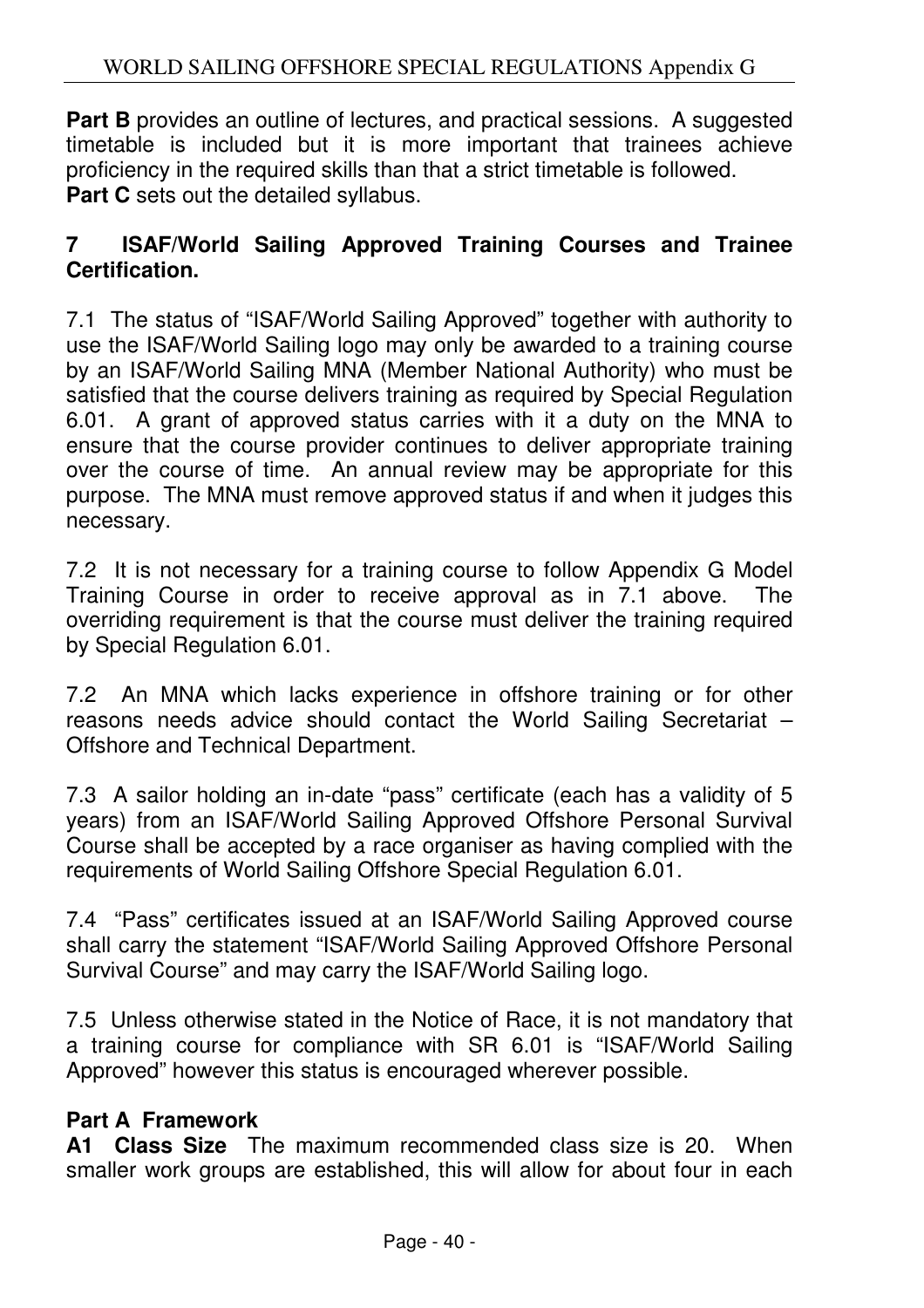**Part B** provides an outline of lectures, and practical sessions. A suggested timetable is included but it is more important that trainees achieve proficiency in the required skills than that a strict timetable is followed.
**Part C** sets out the detailed syllabus.

## 7 ISAF/World Sailing Approved Training Courses and Trainee Certification.

7.1 The status of "ISAF/World Sailing Approved" together with authority to use the ISAF/World Sailing logo may only be awarded to a training course by an ISAF/World Sailing MNA (Member National Authority) who must be satisfied that the course delivers training as required by Special Regulation 6.01. A grant of approved status carries with it a duty on the MNA to ensure that the course provider continues to deliver appropriate training over the course of time. An annual review may be appropriate for this purpose. The MNA must remove approved status if and when it judges this necessary.

7.2 It is not necessary for a training course to follow Appendix G Model Training Course in order to receive approval as in 7.1 above. The overriding requirement is that the course must deliver the training required by Special Regulation 6.01.

7.2 An MNA which lacks experience in offshore training or for other reasons needs advice should contact the World Sailing Secretariat – Offshore and Technical Department.

7.3 A sailor holding an in-date "pass" certificate (each has a validity of 5 years) from an ISAF/World Sailing Approved Offshore Personal Survival Course shall be accepted by a race organiser as having complied with the requirements of World Sailing Offshore Special Regulation 6.01.

7.4 "Pass" certificates issued at an ISAF/World Sailing Approved course shall carry the statement "ISAF/World Sailing Approved Offshore Personal Survival Course" and may carry the ISAF/World Sailing logo.

7.5 Unless otherwise stated in the Notice of Race, it is not mandatory that a training course for compliance with SR 6.01 is "ISAF/World Sailing Approved" however this status is encouraged wherever possible.

## Part A Framework

**A1 Class Size** The maximum recommended class size is 20. When smaller work groups are established, this will allow for about four in each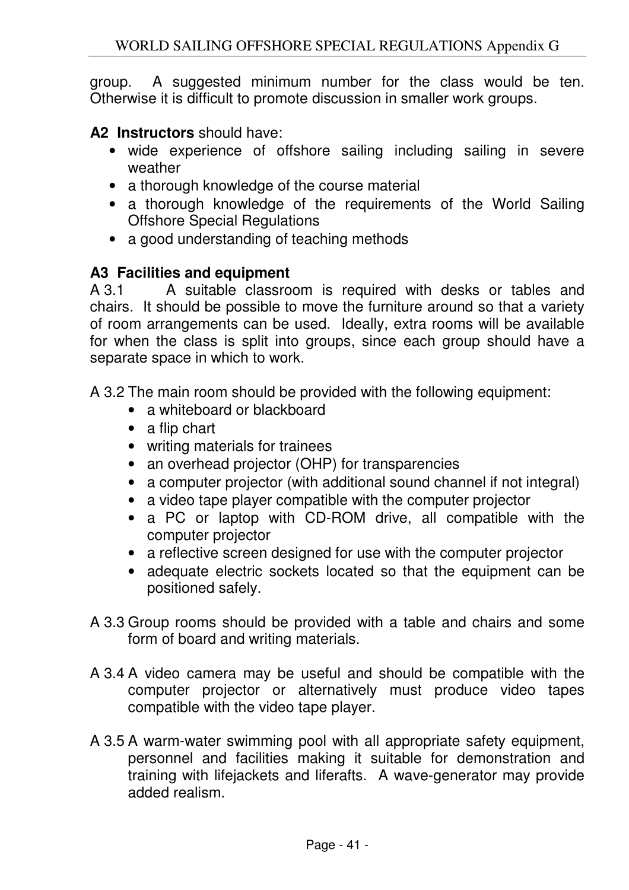group.  A suggested minimum number for the class would be ten. Otherwise it is difficult to promote discussion in smaller work groups.

**A2  Instructors** should have:

- wide experience of offshore sailing including sailing in severe weather
- a thorough knowledge of the course material
- a thorough knowledge of the requirements of the World Sailing Offshore Special Regulations
- a good understanding of teaching methods

**A3  Facilities and equipment**

A 3.1  A suitable classroom is required with desks or tables and chairs. It should be possible to move the furniture around so that a variety of room arrangements can be used. Ideally, extra rooms will be available for when the class is split into groups, since each group should have a separate space in which to work.

A 3.2 The main room should be provided with the following equipment:

- a whiteboard or blackboard
- a flip chart
- writing materials for trainees
- an overhead projector (OHP) for transparencies
- a computer projector (with additional sound channel if not integral)
- a video tape player compatible with the computer projector
- a PC or laptop with CD-ROM drive, all compatible with the computer projector
- a reflective screen designed for use with the computer projector
- adequate electric sockets located so that the equipment can be positioned safely.

A 3.3 Group rooms should be provided with a table and chairs and some form of board and writing materials.

A 3.4 A video camera may be useful and should be compatible with the computer projector or alternatively must produce video tapes compatible with the video tape player.

A 3.5 A warm-water swimming pool with all appropriate safety equipment, personnel and facilities making it suitable for demonstration and training with lifejackets and liferafts. A wave-generator may provide added realism.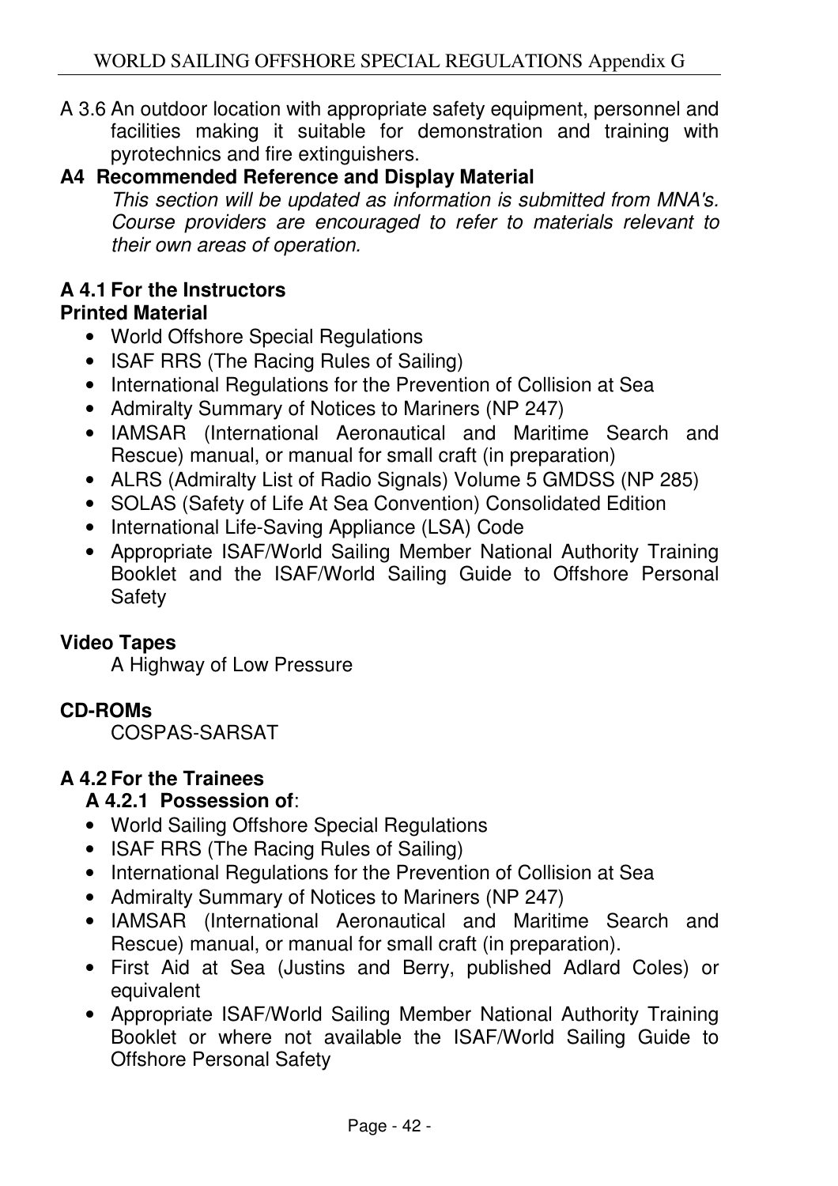A 3.6 An outdoor location with appropriate safety equipment, personnel and facilities making it suitable for demonstration and training with pyrotechnics and fire extinguishers.

## A4 Recommended Reference and Display Material

*This section will be updated as information is submitted from MNA's. Course providers are encouraged to refer to materials relevant to their own areas of operation.*

### A 4.1 For the Instructors

**Printed Material**

- World Offshore Special Regulations
- ISAF RRS (The Racing Rules of Sailing)
- International Regulations for the Prevention of Collision at Sea
- Admiralty Summary of Notices to Mariners (NP 247)
- IAMSAR (International Aeronautical and Maritime Search and Rescue) manual, or manual for small craft (in preparation)
- ALRS (Admiralty List of Radio Signals) Volume 5 GMDSS (NP 285)
- SOLAS (Safety of Life At Sea Convention) Consolidated Edition
- International Life-Saving Appliance (LSA) Code
- Appropriate ISAF/World Sailing Member National Authority Training Booklet and the ISAF/World Sailing Guide to Offshore Personal Safety

**Video Tapes**

A Highway of Low Pressure

**CD-ROMs**

COSPAS-SARSAT

### A 4.2 For the Trainees

**A 4.2.1 Possession of**:

- World Sailing Offshore Special Regulations
- ISAF RRS (The Racing Rules of Sailing)
- International Regulations for the Prevention of Collision at Sea
- Admiralty Summary of Notices to Mariners (NP 247)
- IAMSAR (International Aeronautical and Maritime Search and Rescue) manual, or manual for small craft (in preparation).
- First Aid at Sea (Justins and Berry, published Adlard Coles) or equivalent
- Appropriate ISAF/World Sailing Member National Authority Training Booklet or where not available the ISAF/World Sailing Guide to Offshore Personal Safety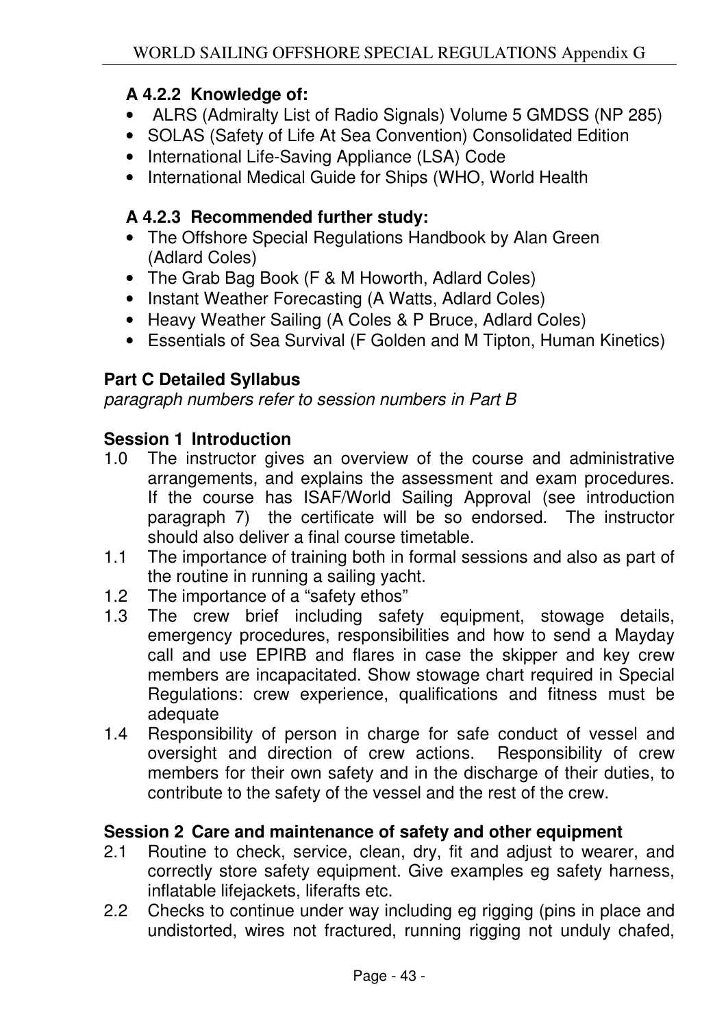### A 4.2.2 Knowledge of:

- ALRS (Admiralty List of Radio Signals) Volume 5 GMDSS (NP 285)
- SOLAS (Safety of Life At Sea Convention) Consolidated Edition
- International Life-Saving Appliance (LSA) Code
- International Medical Guide for Ships (WHO, World Health

### A 4.2.3 Recommended further study:

- The Offshore Special Regulations Handbook by Alan Green (Adlard Coles)
- The Grab Bag Book (F & M Howorth, Adlard Coles)
- Instant Weather Forecasting (A Watts, Adlard Coles)
- Heavy Weather Sailing (A Coles & P Bruce, Adlard Coles)
- Essentials of Sea Survival (F Golden and M Tipton, Human Kinetics)

## Part C Detailed Syllabus

*paragraph numbers refer to session numbers in Part B*

### Session 1 Introduction

1.0 The instructor gives an overview of the course and administrative arrangements, and explains the assessment and exam procedures. If the course has ISAF/World Sailing Approval (see introduction paragraph 7) the certificate will be so endorsed. The instructor should also deliver a final course timetable.

1.1 The importance of training both in formal sessions and also as part of the routine in running a sailing yacht.

1.2 The importance of a "safety ethos"

1.3 The crew brief including safety equipment, stowage details, emergency procedures, responsibilities and how to send a Mayday call and use EPIRB and flares in case the skipper and key crew members are incapacitated. Show stowage chart required in Special Regulations: crew experience, qualifications and fitness must be adequate

1.4 Responsibility of person in charge for safe conduct of vessel and oversight and direction of crew actions. Responsibility of crew members for their own safety and in the discharge of their duties, to contribute to the safety of the vessel and the rest of the crew.

### Session 2 Care and maintenance of safety and other equipment

2.1 Routine to check, service, clean, dry, fit and adjust to wearer, and correctly store safety equipment. Give examples eg safety harness, inflatable lifejackets, liferafts etc.

2.2 Checks to continue under way including eg rigging (pins in place and undistorted, wires not fractured, running rigging not unduly chafed,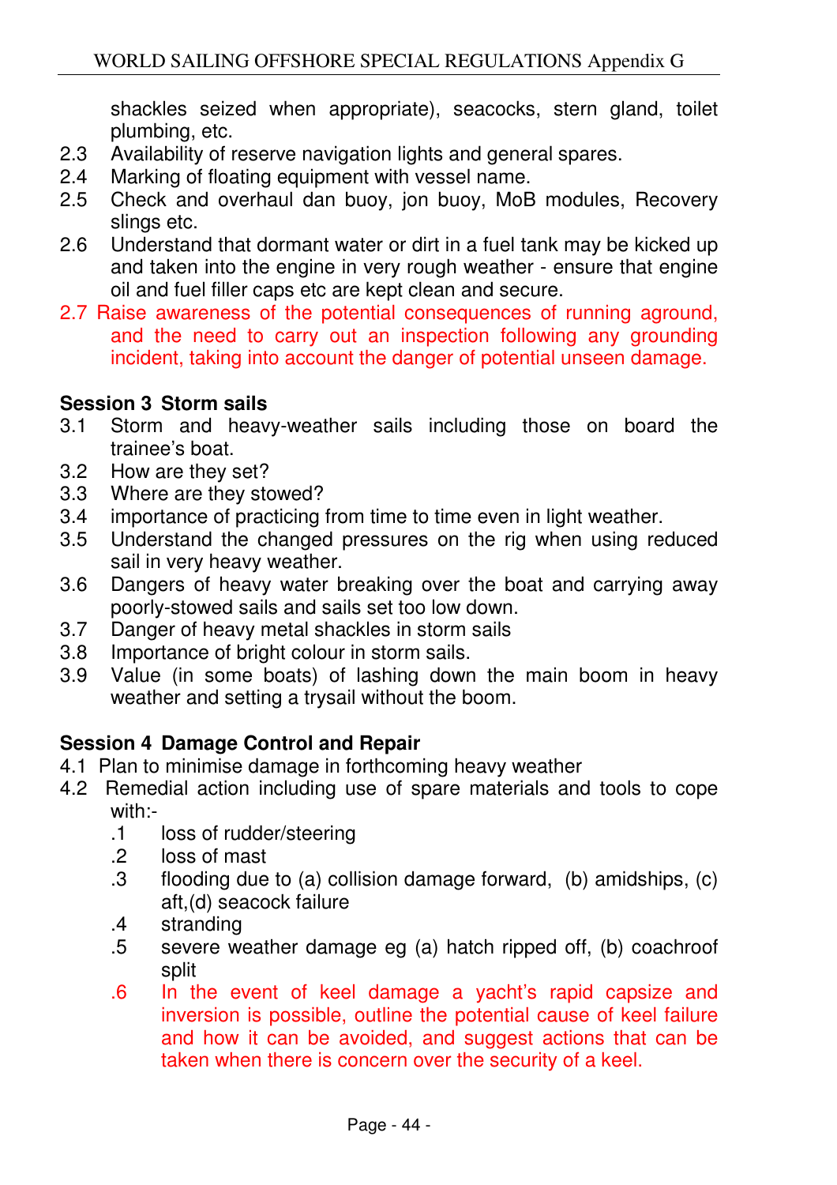shackles seized when appropriate), seacocks, stern gland, toilet plumbing, etc.

2.3 Availability of reserve navigation lights and general spares.
2.4 Marking of floating equipment with vessel name.
2.5 Check and overhaul dan buoy, jon buoy, MoB modules, Recovery slings etc.
2.6 Understand that dormant water or dirt in a fuel tank may be kicked up and taken into the engine in very rough weather - ensure that engine oil and fuel filler caps etc are kept clean and secure.
2.7 Raise awareness of the potential consequences of running aground, and the need to carry out an inspection following any grounding incident, taking into account the danger of potential unseen damage.

**Session 3 Storm sails**

3.1 Storm and heavy-weather sails including those on board the trainee's boat.
3.2 How are they set?
3.3 Where are they stowed?
3.4 importance of practicing from time to time even in light weather.
3.5 Understand the changed pressures on the rig when using reduced sail in very heavy weather.
3.6 Dangers of heavy water breaking over the boat and carrying away poorly-stowed sails and sails set too low down.
3.7 Danger of heavy metal shackles in storm sails
3.8 Importance of bright colour in storm sails.
3.9 Value (in some boats) of lashing down the main boom in heavy weather and setting a trysail without the boom.

**Session 4 Damage Control and Repair**

4.1 Plan to minimise damage in forthcoming heavy weather
4.2 Remedial action including use of spare materials and tools to cope with:-
  .1 loss of rudder/steering
  .2 loss of mast
  .3 flooding due to (a) collision damage forward, (b) amidships, (c) aft,(d) seacock failure
  .4 stranding
  .5 severe weather damage eg (a) hatch ripped off, (b) coachroof split
  .6 In the event of keel damage a yacht's rapid capsize and inversion is possible, outline the potential cause of keel failure and how it can be avoided, and suggest actions that can be taken when there is concern over the security of a keel.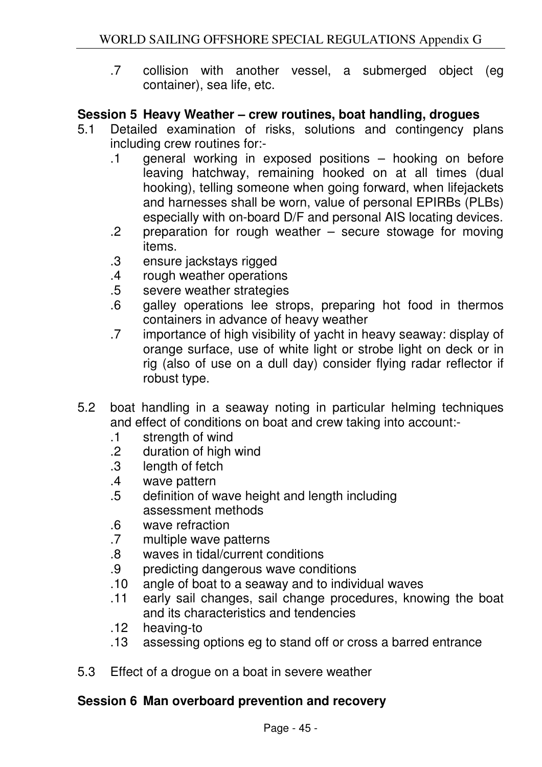.7 collision with another vessel, a submerged object (eg container), sea life, etc.

**Session 5 Heavy Weather – crew routines, boat handling, drogues**

5.1 Detailed examination of risks, solutions and contingency plans including crew routines for:-

- .1 general working in exposed positions – hooking on before leaving hatchway, remaining hooked on at all times (dual hooking), telling someone when going forward, when lifejackets and harnesses shall be worn, value of personal EPIRBs (PLBs) especially with on-board D/F and personal AIS locating devices.
- .2 preparation for rough weather – secure stowage for moving items.
- .3 ensure jackstays rigged
- .4 rough weather operations
- .5 severe weather strategies
- .6 galley operations lee strops, preparing hot food in thermos containers in advance of heavy weather
- .7 importance of high visibility of yacht in heavy seaway: display of orange surface, use of white light or strobe light on deck or in rig (also of use on a dull day) consider flying radar reflector if robust type.

5.2 boat handling in a seaway noting in particular helming techniques and effect of conditions on boat and crew taking into account:-

- .1 strength of wind
- .2 duration of high wind
- .3 length of fetch
- .4 wave pattern
- .5 definition of wave height and length including assessment methods
- .6 wave refraction
- .7 multiple wave patterns
- .8 waves in tidal/current conditions
- .9 predicting dangerous wave conditions
- .10 angle of boat to a seaway and to individual waves
- .11 early sail changes, sail change procedures, knowing the boat and its characteristics and tendencies
- .12 heaving-to
- .13 assessing options eg to stand off or cross a barred entrance

5.3 Effect of a drogue on a boat in severe weather

**Session 6 Man overboard prevention and recovery**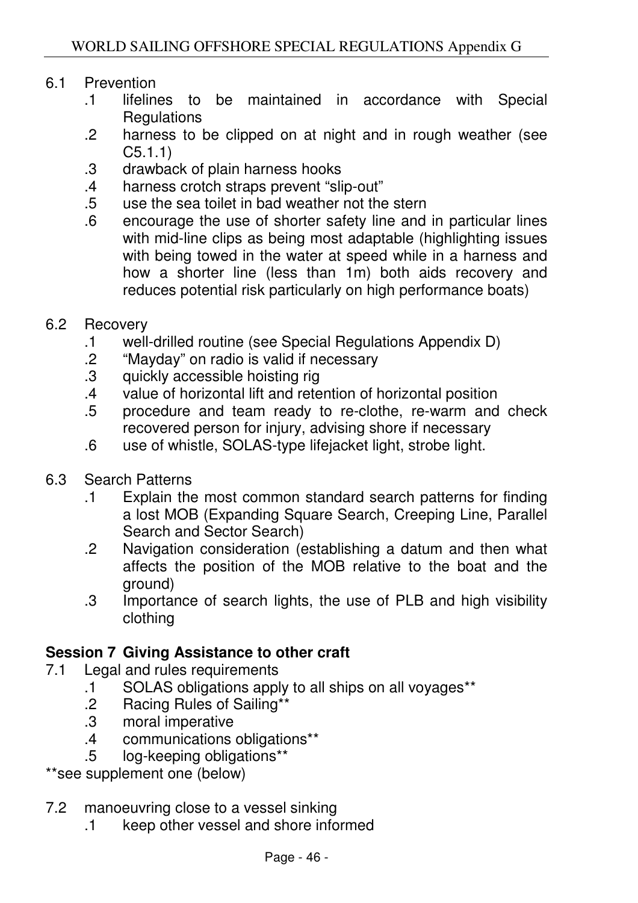6.1 Prevention

- .1 lifelines to be maintained in accordance with Special Regulations
- .2 harness to be clipped on at night and in rough weather (see C5.1.1)
- .3 drawback of plain harness hooks
- .4 harness crotch straps prevent "slip-out"
- .5 use the sea toilet in bad weather not the stern
- .6 encourage the use of shorter safety line and in particular lines with mid-line clips as being most adaptable (highlighting issues with being towed in the water at speed while in a harness and how a shorter line (less than 1m) both aids recovery and reduces potential risk particularly on high performance boats)

6.2 Recovery

- .1 well-drilled routine (see Special Regulations Appendix D)
- .2 "Mayday" on radio is valid if necessary
- .3 quickly accessible hoisting rig
- .4 value of horizontal lift and retention of horizontal position
- .5 procedure and team ready to re-clothe, re-warm and check recovered person for injury, advising shore if necessary
- .6 use of whistle, SOLAS-type lifejacket light, strobe light.

6.3 Search Patterns

- .1 Explain the most common standard search patterns for finding a lost MOB (Expanding Square Search, Creeping Line, Parallel Search and Sector Search)
- .2 Navigation consideration (establishing a datum and then what affects the position of the MOB relative to the boat and the ground)
- .3 Importance of search lights, the use of PLB and high visibility clothing

**Session 7 Giving Assistance to other craft**

7.1 Legal and rules requirements

- .1 SOLAS obligations apply to all ships on all voyages**
- .2 Racing Rules of Sailing**
- .3 moral imperative
- .4 communications obligations**
- .5 log-keeping obligations**

**see supplement one (below)

7.2 manoeuvring close to a vessel sinking

- .1 keep other vessel and shore informed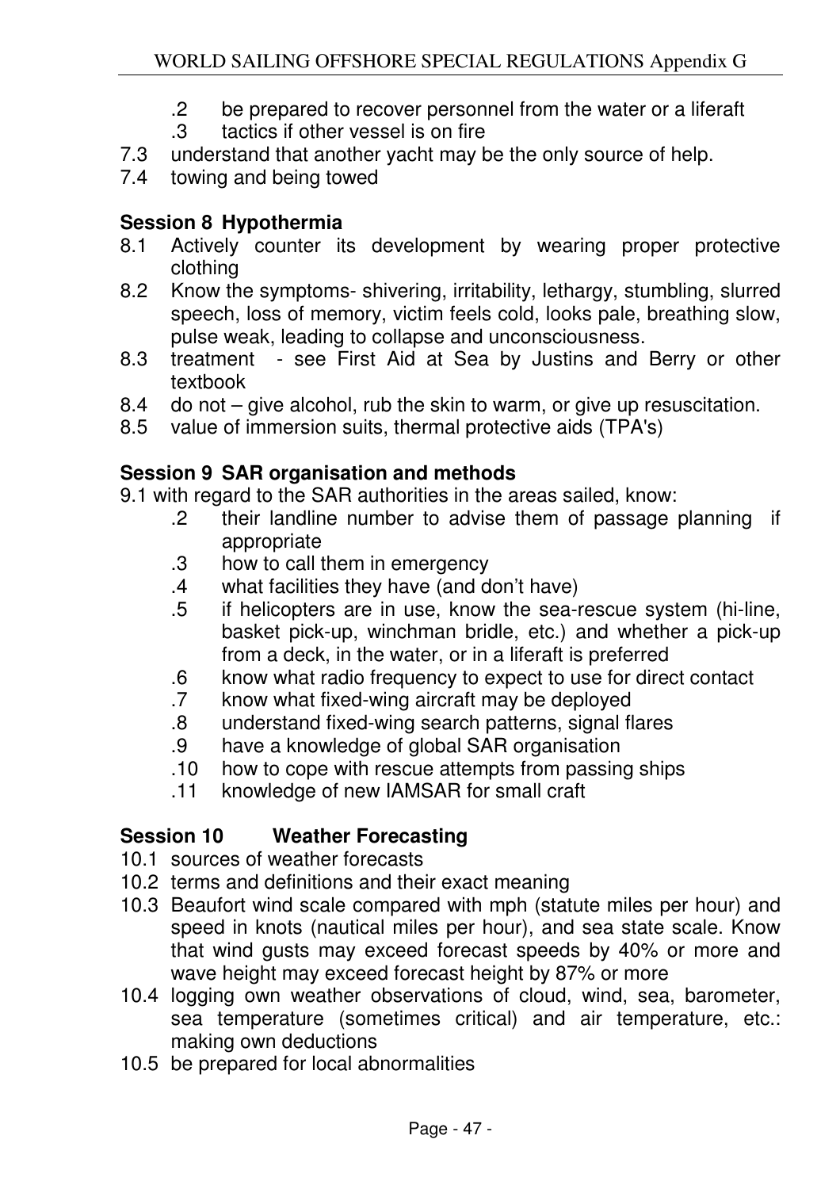.2 be prepared to recover personnel from the water or a liferaft

.3 tactics if other vessel is on fire

7.3 understand that another yacht may be the only source of help.

7.4 towing and being towed

**Session 8 Hypothermia**

8.1 Actively counter its development by wearing proper protective clothing

8.2 Know the symptoms- shivering, irritability, lethargy, stumbling, slurred speech, loss of memory, victim feels cold, looks pale, breathing slow, pulse weak, leading to collapse and unconsciousness.

8.3 treatment - see First Aid at Sea by Justins and Berry or other textbook

8.4 do not – give alcohol, rub the skin to warm, or give up resuscitation.

8.5 value of immersion suits, thermal protective aids (TPA's)

**Session 9 SAR organisation and methods**

9.1 with regard to the SAR authorities in the areas sailed, know:

.2 their landline number to advise them of passage planning if appropriate

.3 how to call them in emergency

.4 what facilities they have (and don't have)

.5 if helicopters are in use, know the sea-rescue system (hi-line, basket pick-up, winchman bridle, etc.) and whether a pick-up from a deck, in the water, or in a liferaft is preferred

.6 know what radio frequency to expect to use for direct contact

.7 know what fixed-wing aircraft may be deployed

.8 understand fixed-wing search patterns, signal flares

.9 have a knowledge of global SAR organisation

.10 how to cope with rescue attempts from passing ships

.11 knowledge of new IAMSAR for small craft

**Session 10 Weather Forecasting**

10.1 sources of weather forecasts

10.2 terms and definitions and their exact meaning

10.3 Beaufort wind scale compared with mph (statute miles per hour) and speed in knots (nautical miles per hour), and sea state scale. Know that wind gusts may exceed forecast speeds by 40% or more and wave height may exceed forecast height by 87% or more

10.4 logging own weather observations of cloud, wind, sea, barometer, sea temperature (sometimes critical) and air temperature, etc.: making own deductions

10.5 be prepared for local abnormalities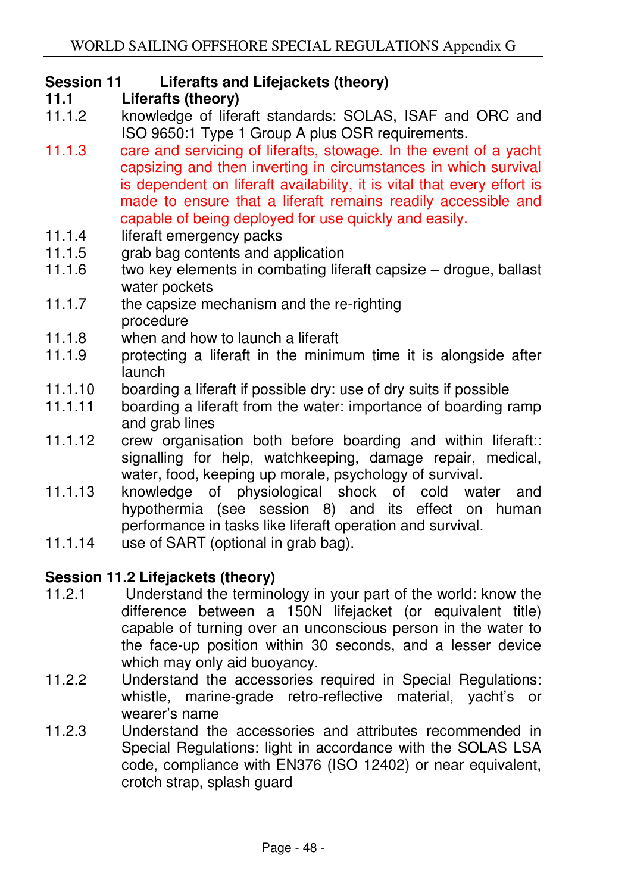## Session 11 Liferafts and Lifejackets (theory)

### 11.1 Liferafts (theory)

11.1.2 knowledge of liferaft standards: SOLAS, ISAF and ORC and ISO 9650:1 Type 1 Group A plus OSR requirements.

11.1.3 care and servicing of liferafts, stowage. In the event of a yacht capsizing and then inverting in circumstances in which survival is dependent on liferaft availability, it is vital that every effort is made to ensure that a liferaft remains readily accessible and capable of being deployed for use quickly and easily.

11.1.4 liferaft emergency packs

11.1.5 grab bag contents and application

11.1.6 two key elements in combating liferaft capsize – drogue, ballast water pockets

11.1.7 the capsize mechanism and the re-righting procedure

11.1.8 when and how to launch a liferaft

11.1.9 protecting a liferaft in the minimum time it is alongside after launch

11.1.10 boarding a liferaft if possible dry: use of dry suits if possible

11.1.11 boarding a liferaft from the water: importance of boarding ramp and grab lines

11.1.12 crew organisation both before boarding and within liferaft:: signalling for help, watchkeeping, damage repair, medical, water, food, keeping up morale, psychology of survival.

11.1.13 knowledge of physiological shock of cold water and hypothermia (see session 8) and its effect on human performance in tasks like liferaft operation and survival.

11.1.14 use of SART (optional in grab bag).

### Session 11.2 Lifejackets (theory)

11.2.1 Understand the terminology in your part of the world: know the difference between a 150N lifejacket (or equivalent title) capable of turning over an unconscious person in the water to the face-up position within 30 seconds, and a lesser device which may only aid buoyancy.

11.2.2 Understand the accessories required in Special Regulations: whistle, marine-grade retro-reflective material, yacht's or wearer's name

11.2.3 Understand the accessories and attributes recommended in Special Regulations: light in accordance with the SOLAS LSA code, compliance with EN376 (ISO 12402) or near equivalent, crotch strap, splash guard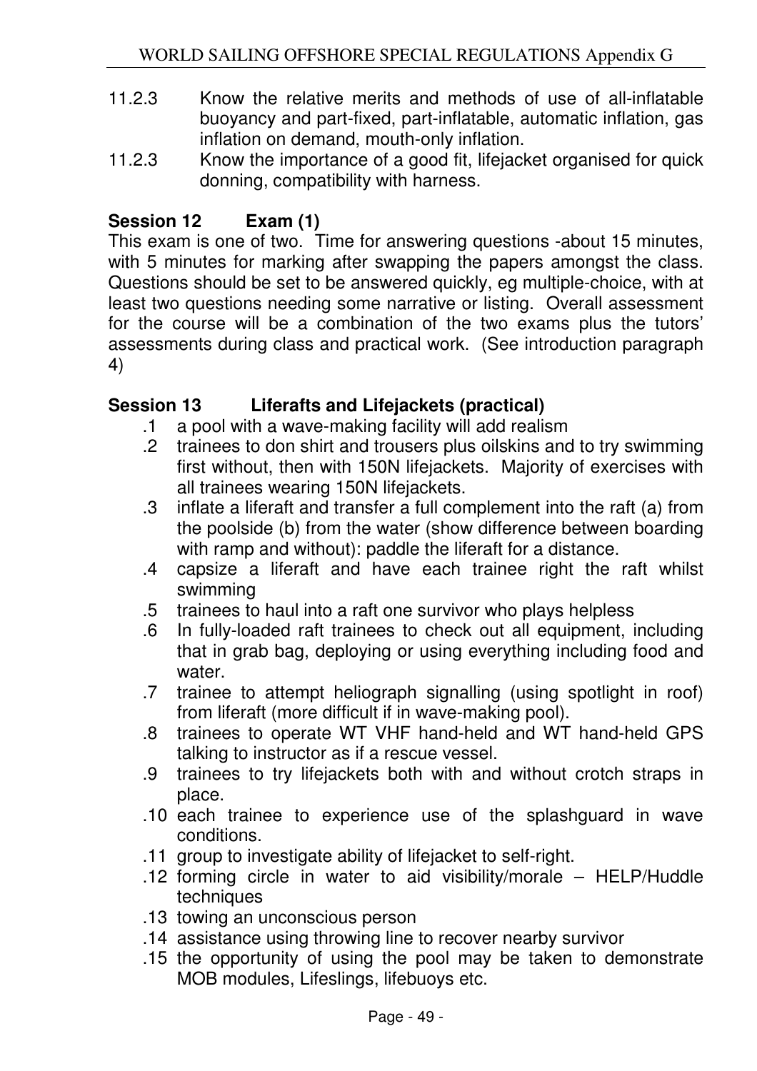11.2.3 Know the relative merits and methods of use of all-inflatable buoyancy and part-fixed, part-inflatable, automatic inflation, gas inflation on demand, mouth-only inflation.

11.2.3 Know the importance of a good fit, lifejacket organised for quick donning, compatibility with harness.

**Session 12 Exam (1)**

This exam is one of two. Time for answering questions -about 15 minutes, with 5 minutes for marking after swapping the papers amongst the class. Questions should be set to be answered quickly, eg multiple-choice, with at least two questions needing some narrative or listing. Overall assessment for the course will be a combination of the two exams plus the tutors' assessments during class and practical work. (See introduction paragraph 4)

**Session 13 Liferafts and Lifejackets (practical)**

.1 a pool with a wave-making facility will add realism

.2 trainees to don shirt and trousers plus oilskins and to try swimming first without, then with 150N lifejackets. Majority of exercises with all trainees wearing 150N lifejackets.

.3 inflate a liferaft and transfer a full complement into the raft (a) from the poolside (b) from the water (show difference between boarding with ramp and without): paddle the liferaft for a distance.

.4 capsize a liferaft and have each trainee right the raft whilst swimming

.5 trainees to haul into a raft one survivor who plays helpless

.6 In fully-loaded raft trainees to check out all equipment, including that in grab bag, deploying or using everything including food and water.

.7 trainee to attempt heliograph signalling (using spotlight in roof) from liferaft (more difficult if in wave-making pool).

.8 trainees to operate WT VHF hand-held and WT hand-held GPS talking to instructor as if a rescue vessel.

.9 trainees to try lifejackets both with and without crotch straps in place.

.10 each trainee to experience use of the splashguard in wave conditions.

.11 group to investigate ability of lifejacket to self-right.

.12 forming circle in water to aid visibility/morale – HELP/Huddle techniques

.13 towing an unconscious person

.14 assistance using throwing line to recover nearby survivor

.15 the opportunity of using the pool may be taken to demonstrate MOB modules, Lifeslings, lifebuoys etc.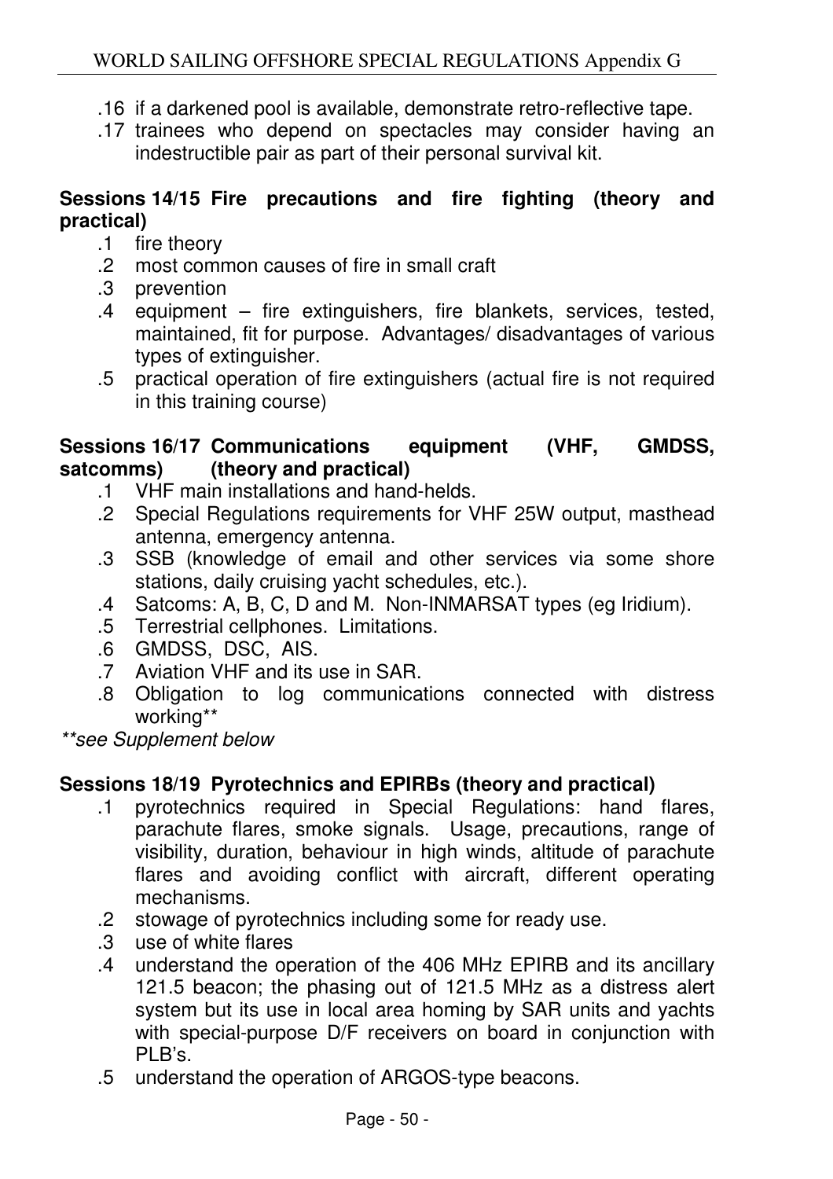.16 if a darkened pool is available, demonstrate retro-reflective tape.

.17 trainees who depend on spectacles may consider having an indestructible pair as part of their personal survival kit.

**Sessions 14/15 Fire precautions and fire fighting (theory and practical)**

.1 fire theory

.2 most common causes of fire in small craft

.3 prevention

.4 equipment – fire extinguishers, fire blankets, services, tested, maintained, fit for purpose. Advantages/ disadvantages of various types of extinguisher.

.5 practical operation of fire extinguishers (actual fire is not required in this training course)

**Sessions 16/17 Communications equipment (VHF, GMDSS, satcomms) (theory and practical)**

.1 VHF main installations and hand-helds.

.2 Special Regulations requirements for VHF 25W output, masthead antenna, emergency antenna.

.3 SSB (knowledge of email and other services via some shore stations, daily cruising yacht schedules, etc.).

.4 Satcoms: A, B, C, D and M. Non-INMARSAT types (eg Iridium).

.5 Terrestrial cellphones. Limitations.

.6 GMDSS, DSC, AIS.

.7 Aviation VHF and its use in SAR.

.8 Obligation to log communications connected with distress working**

*\*\*see Supplement below*

**Sessions 18/19 Pyrotechnics and EPIRBs (theory and practical)**

.1 pyrotechnics required in Special Regulations: hand flares, parachute flares, smoke signals. Usage, precautions, range of visibility, duration, behaviour in high winds, altitude of parachute flares and avoiding conflict with aircraft, different operating mechanisms.

.2 stowage of pyrotechnics including some for ready use.

.3 use of white flares

.4 understand the operation of the 406 MHz EPIRB and its ancillary 121.5 beacon; the phasing out of 121.5 MHz as a distress alert system but its use in local area homing by SAR units and yachts with special-purpose D/F receivers on board in conjunction with PLB's.

.5 understand the operation of ARGOS-type beacons.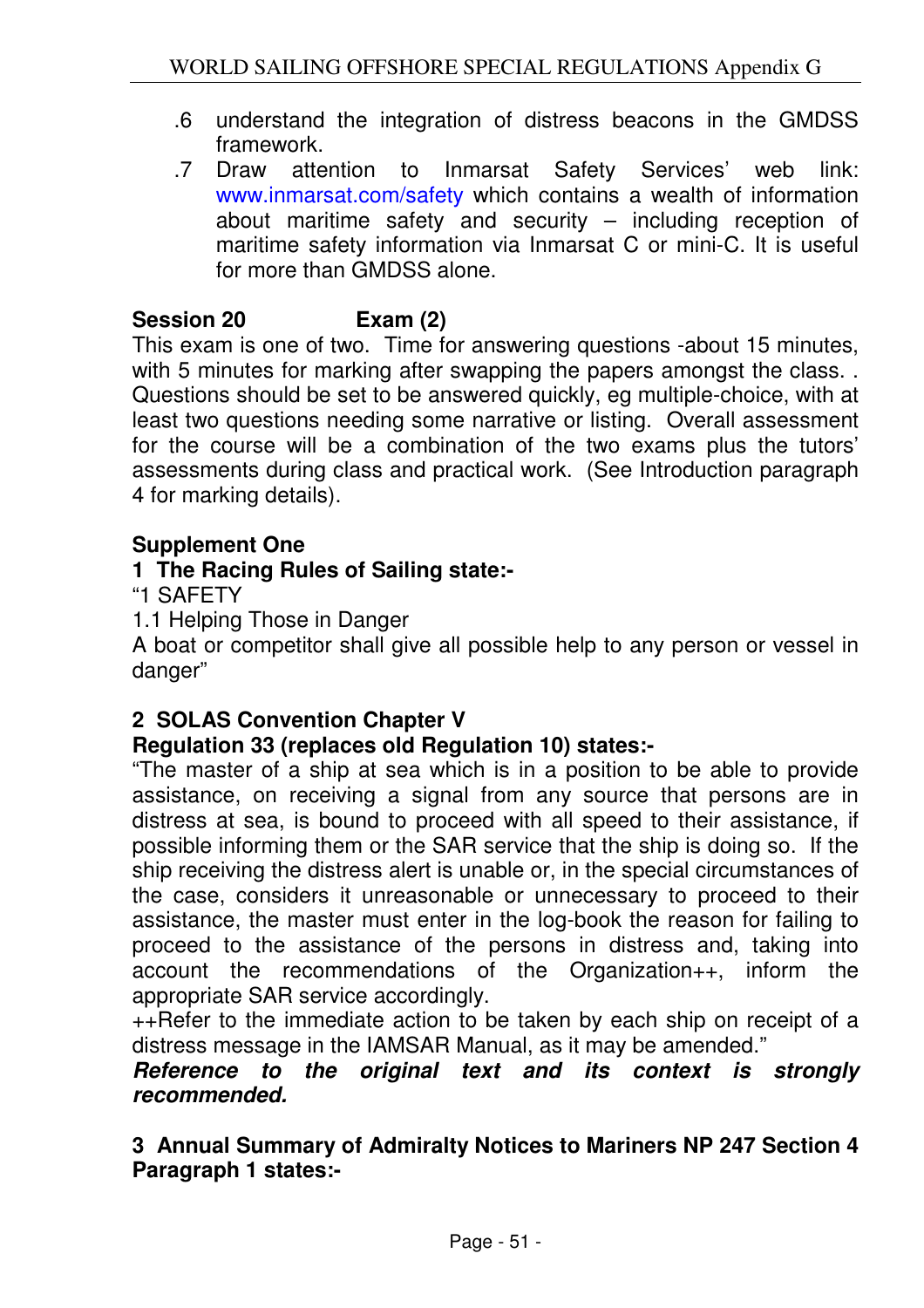.6 understand the integration of distress beacons in the GMDSS framework.

.7 Draw attention to Inmarsat Safety Services' web link: www.inmarsat.com/safety which contains a wealth of information about maritime safety and security – including reception of maritime safety information via Inmarsat C or mini-C. It is useful for more than GMDSS alone.

**Session 20 Exam (2)**

This exam is one of two. Time for answering questions -about 15 minutes, with 5 minutes for marking after swapping the papers amongst the class. . Questions should be set to be answered quickly, eg multiple-choice, with at least two questions needing some narrative or listing. Overall assessment for the course will be a combination of the two exams plus the tutors' assessments during class and practical work. (See Introduction paragraph 4 for marking details).

**Supplement One**

**1 The Racing Rules of Sailing state:-**

"1 SAFETY

1.1 Helping Those in Danger

A boat or competitor shall give all possible help to any person or vessel in danger"

**2 SOLAS Convention Chapter V**

**Regulation 33 (replaces old Regulation 10) states:-**

"The master of a ship at sea which is in a position to be able to provide assistance, on receiving a signal from any source that persons are in distress at sea, is bound to proceed with all speed to their assistance, if possible informing them or the SAR service that the ship is doing so. If the ship receiving the distress alert is unable or, in the special circumstances of the case, considers it unreasonable or unnecessary to proceed to their assistance, the master must enter in the log-book the reason for failing to proceed to the assistance of the persons in distress and, taking into account the recommendations of the Organization++, inform the appropriate SAR service accordingly.

++Refer to the immediate action to be taken by each ship on receipt of a distress message in the IAMSAR Manual, as it may be amended."

***Reference to the original text and its context is strongly recommended.***

**3 Annual Summary of Admiralty Notices to Mariners NP 247 Section 4 Paragraph 1 states:-**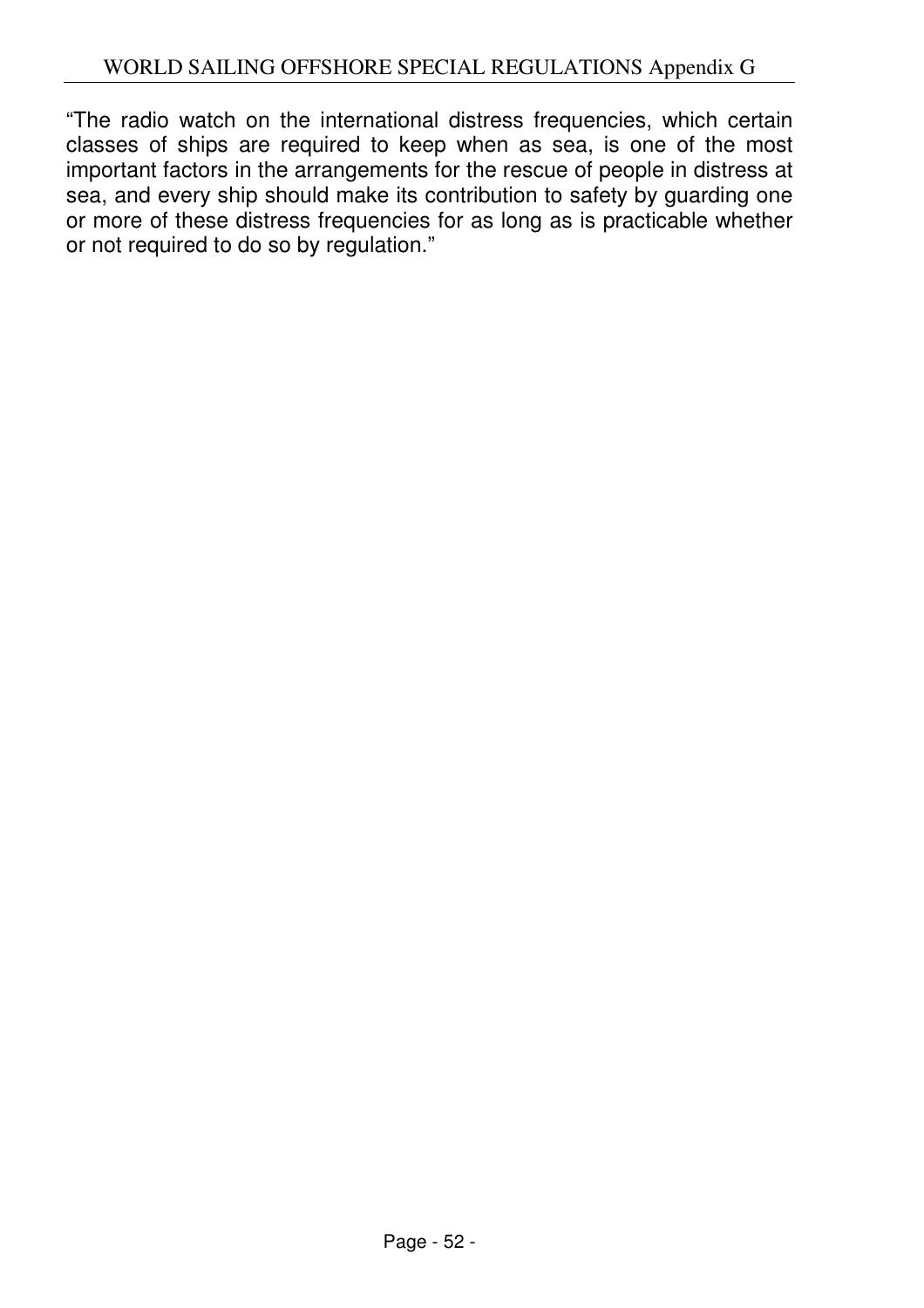"The radio watch on the international distress frequencies, which certain classes of ships are required to keep when as sea, is one of the most important factors in the arrangements for the rescue of people in distress at sea, and every ship should make its contribution to safety by guarding one or more of these distress frequencies for as long as is practicable whether or not required to do so by regulation."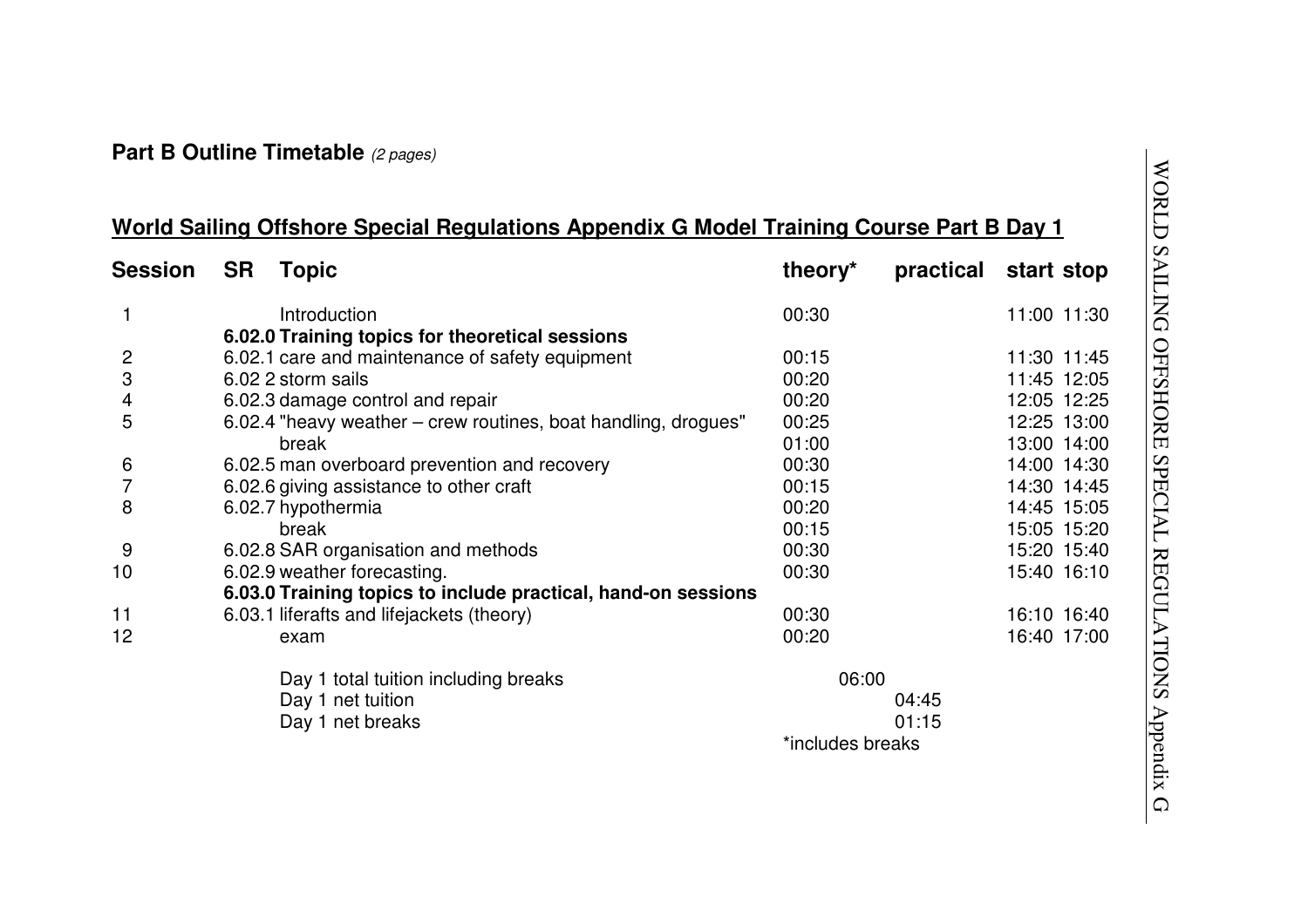**Part B Outline Timetable** *(2 pages)*

**World Sailing Offshore Special Regulations Appendix G Model Training Course Part B Day 1**

| Session | SR | Topic | theory* | practical | start | stop |
|---|---|---|---|---|---|---|
| 1 | | Introduction | 00:30 | | 11:00 | 11:30 |
| | **6.02.0** | **Training topics for theoretical sessions** | | | | |
| 2 | 6.02.1 | care and maintenance of safety equipment | 00:15 | | 11:30 | 11:45 |
| 3 | 6.02 2 | storm sails | 00:20 | | 11:45 | 12:05 |
| 4 | 6.02.3 | damage control and repair | 00:20 | | 12:05 | 12:25 |
| 5 | 6.02.4 | "heavy weather – crew routines, boat handling, drogues" | 00:25 | | 12:25 | 13:00 |
| | | break | 01:00 | | 13:00 | 14:00 |
| 6 | 6.02.5 | man overboard prevention and recovery | 00:30 | | 14:00 | 14:30 |
| 7 | 6.02.6 | giving assistance to other craft | 00:15 | | 14:30 | 14:45 |
| 8 | 6.02.7 | hypothermia | 00:20 | | 14:45 | 15:05 |
| | | break | 00:15 | | 15:05 | 15:20 |
| 9 | 6.02.8 | SAR organisation and methods | 00:30 | | 15:20 | 15:40 |
| 10 | 6.02.9 | weather forecasting. | 00:30 | | 15:40 | 16:10 |
| | **6.03.0** | **Training topics to include practical, hand-on sessions** | | | | |
| 11 | 6.03.1 | liferafts and lifejackets (theory) | 00:30 | | 16:10 | 16:40 |
| 12 | | exam | 00:20 | | 16:40 | 17:00 |
| | | Day 1 total tuition including breaks | 06:00 | | | |
| | | Day 1 net tuition | | 04:45 | | |
| | | Day 1 net breaks | | 01:15 | | |

*includes breaks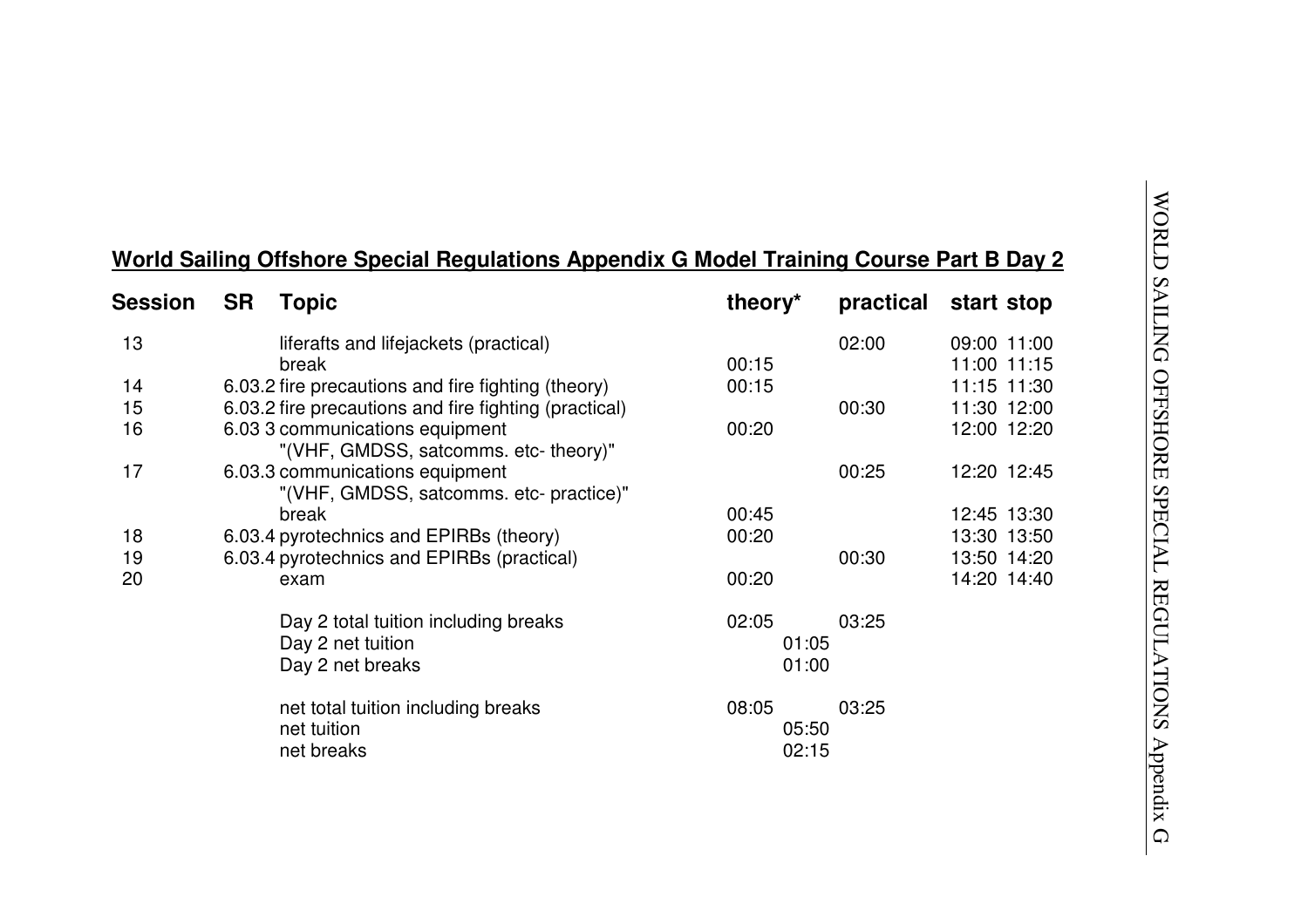## World Sailing Offshore Special Regulations Appendix G Model Training Course Part B Day 2

| Session | SR | Topic | theory* | | practical | start | stop |
|---|---|---|---|---|---|---|---|
| 13 | | liferafts and lifejackets (practical) | | | 02:00 | 09:00 | 11:00 |
| | | break | 00:15 | | | 11:00 | 11:15 |
| 14 | 6.03.2 | fire precautions and fire fighting (theory) | 00:15 | | | 11:15 | 11:30 |
| 15 | 6.03.2 | fire precautions and fire fighting (practical) | | | 00:30 | 11:30 | 12:00 |
| 16 | 6.03 3 | communications equipment "(VHF, GMDSS, satcomms. etc- theory)" | 00:20 | | | 12:00 | 12:20 |
| 17 | 6.03.3 | communications equipment "(VHF, GMDSS, satcomms. etc- practice)" | | | 00:25 | 12:20 | 12:45 |
| | | break | 00:45 | | | 12:45 | 13:30 |
| 18 | 6.03.4 | pyrotechnics and EPIRBs (theory) | 00:20 | | | 13:30 | 13:50 |
| 19 | 6.03.4 | pyrotechnics and EPIRBs (practical) | | | 00:30 | 13:50 | 14:20 |
| 20 | | exam | 00:20 | | | 14:20 | 14:40 |
| | | Day 2 total tuition including breaks | 02:05 | | 03:25 | | |
| | | Day 2 net tuition | | 01:05 | | | |
| | | Day 2 net breaks | | 01:00 | | | |
| | | net total tuition including breaks | 08:05 | | 03:25 | | |
| | | net tuition | | 05:50 | | | |
| | | net breaks | | 02:15 | | | |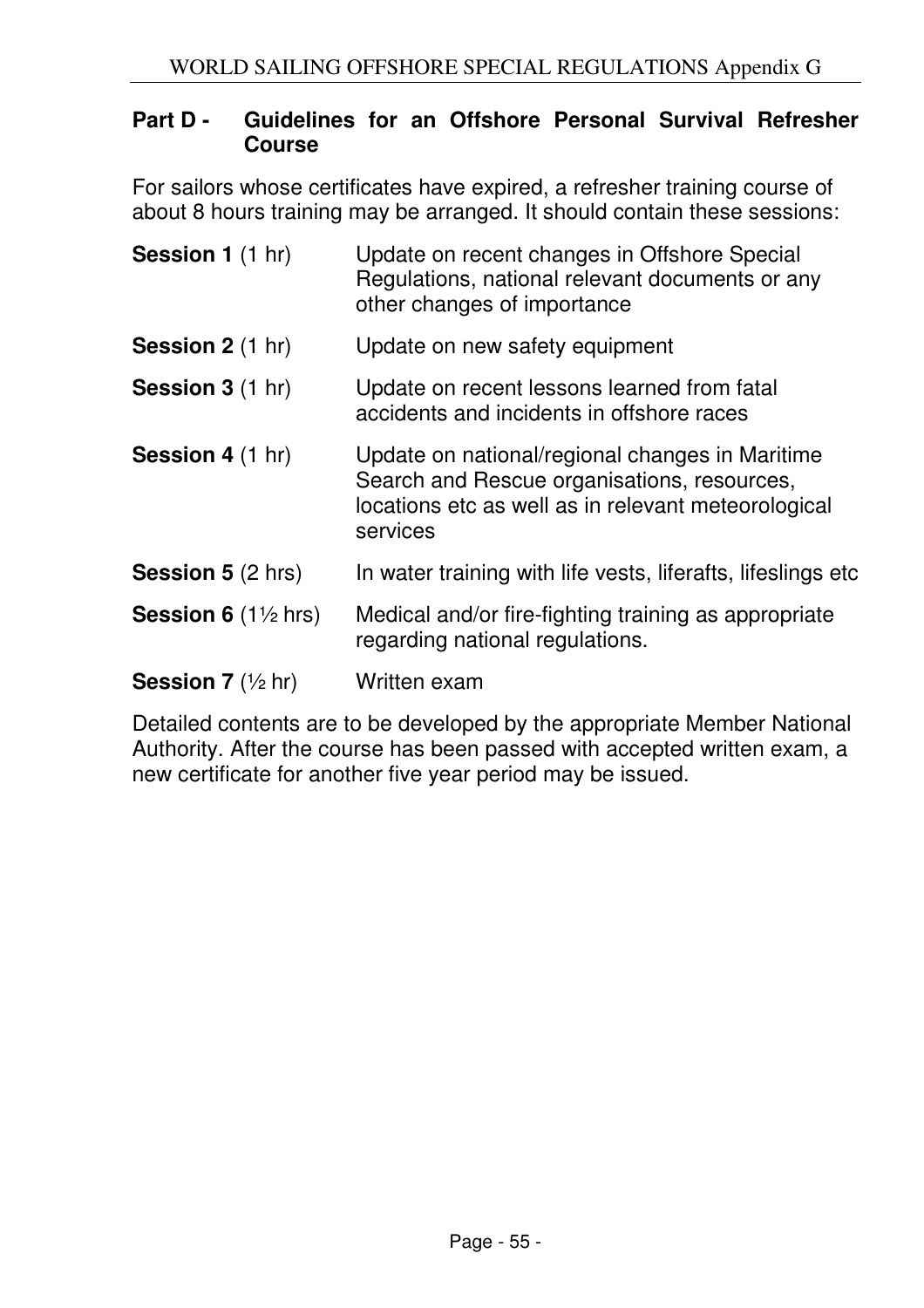## Part D - Guidelines for an Offshore Personal Survival Refresher Course

For sailors whose certificates have expired, a refresher training course of about 8 hours training may be arranged. It should contain these sessions:

| | |
|---|---|
| **Session 1** (1 hr) | Update on recent changes in Offshore Special Regulations, national relevant documents or any other changes of importance |
| **Session 2** (1 hr) | Update on new safety equipment |
| **Session 3** (1 hr) | Update on recent lessons learned from fatal accidents and incidents in offshore races |
| **Session 4** (1 hr) | Update on national/regional changes in Maritime Search and Rescue organisations, resources, locations etc as well as in relevant meteorological services |
| **Session 5** (2 hrs) | In water training with life vests, liferafts, lifeslings etc |
| **Session 6** (1½ hrs) | Medical and/or fire-fighting training as appropriate regarding national regulations. |
| **Session 7** (½ hr) | Written exam |

Detailed contents are to be developed by the appropriate Member National Authority. After the course has been passed with accepted written exam, a new certificate for another five year period may be issued.